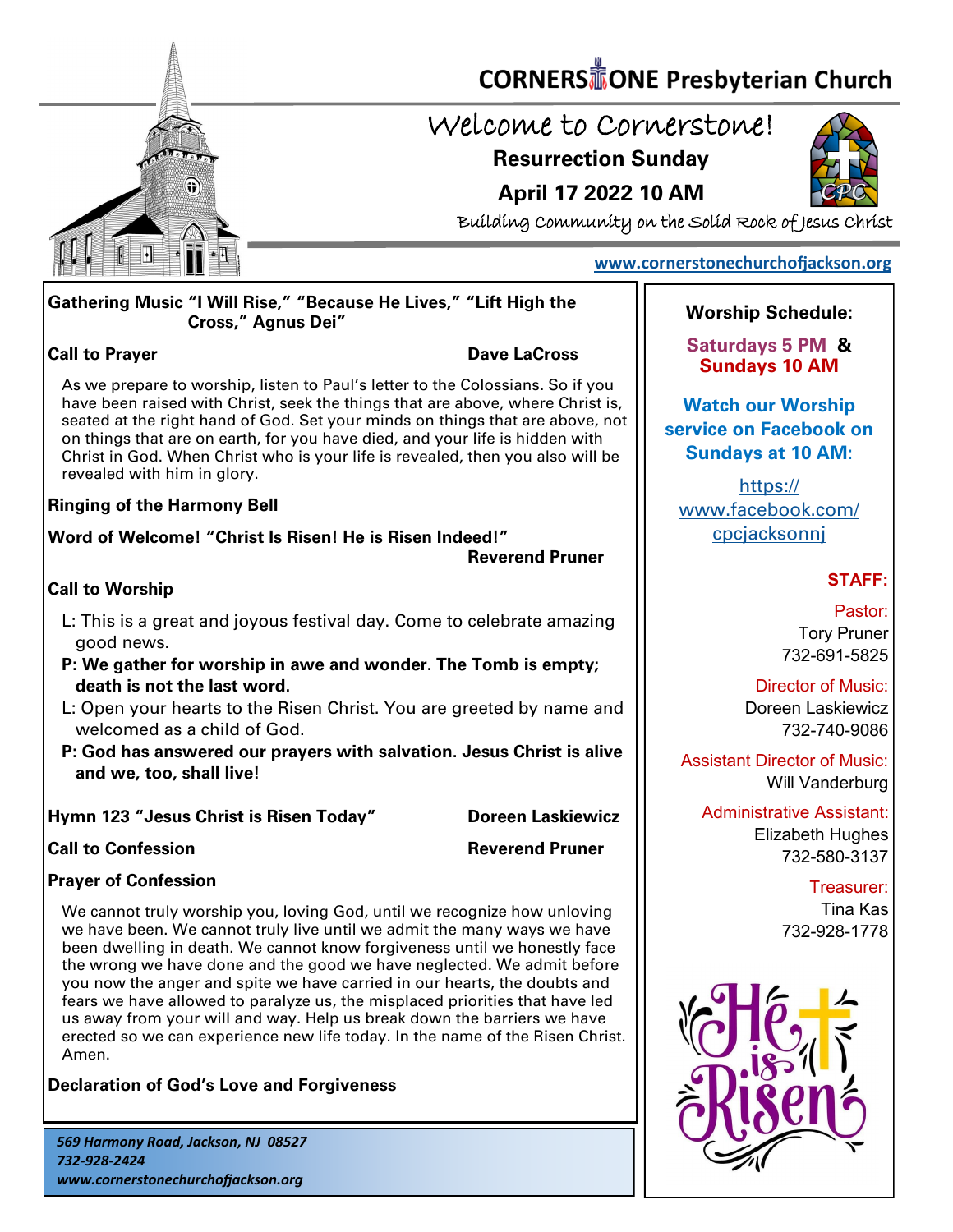# CORNERSTONE Presbyterian Church

## Welcome to Cornerstone!

**Resurrection Sunday**

**April 17 2022 10 AM**

Building Community on the Solid Rock of Jesus Christ

www.cornerstonechurchofjackson.org

**Gathering Music "I Will Rise," "Because He Lives," "Lift High the Cross," Agnus Dei"**

**Call to Prayer** — **Dave LaCross**

As we prepare to worship, listen to Paul's letter to the Colossians. So if you have been raised with Christ, seek the things that are above, where Christ is, seated at the right hand of God. Set your minds on things that are above, not on things that are on earth, for you have died, and your life is hidden with Christ in God. When Christ who is your life is revealed, then you also will be revealed with him in glory.

**Ringing of the Harmony Bell**

**Word of Welcome! "Christ Is Risen! He is Risen Indeed!"** — **Reverend Pruner**

**Call to Worship**

L: This is a great and joyous festival day. Come to celebrate amazing good news.

**P: We gather for worship in awe and wonder. The Tomb is empty; death is not the last word.**

L: Open your hearts to the Risen Christ. You are greeted by name and welcomed as a child of God.

**P: God has answered our prayers with salvation. Jesus Christ is alive and we, too, shall live!**

**Hymn 123 "Jesus Christ is Risen Today"** — **Doreen Laskiewicz**

**Call to Confession** — **Reverend Pruner**

**Prayer of Confession**

We cannot truly worship you, loving God, until we recognize how unloving we have been. We cannot truly live until we admit the many ways we have been dwelling in death. We cannot know forgiveness until we honestly face the wrong we have done and the good we have neglected. We admit before you now the anger and spite we have carried in our hearts, the doubts and fears we have allowed to paralyze us, the misplaced priorities that have led us away from your will and way. Help us break down the barriers we have erected so we can experience new life today. In the name of the Risen Christ. Amen.

**Declaration of God's Love and Forgiveness**

*569 Harmony Road, Jackson, NJ 08527*
*732-928-2424*
*www.cornerstonechurchofjackson.org*

**Worship Schedule:**

**Saturdays 5 PM & Sundays 10 AM**

**Watch our Worship service on Facebook on Sundays at 10 AM:**

https://www.facebook.com/cpcjacksonnj

**STAFF:**

Pastor:
Tory Pruner
732-691-5825

Director of Music:
Doreen Laskiewicz
732-740-9086

Assistant Director of Music:
Will Vanderburg

Administrative Assistant:
Elizabeth Hughes
732-580-3137

Treasurer:
Tina Kas
732-928-1778

He is Risen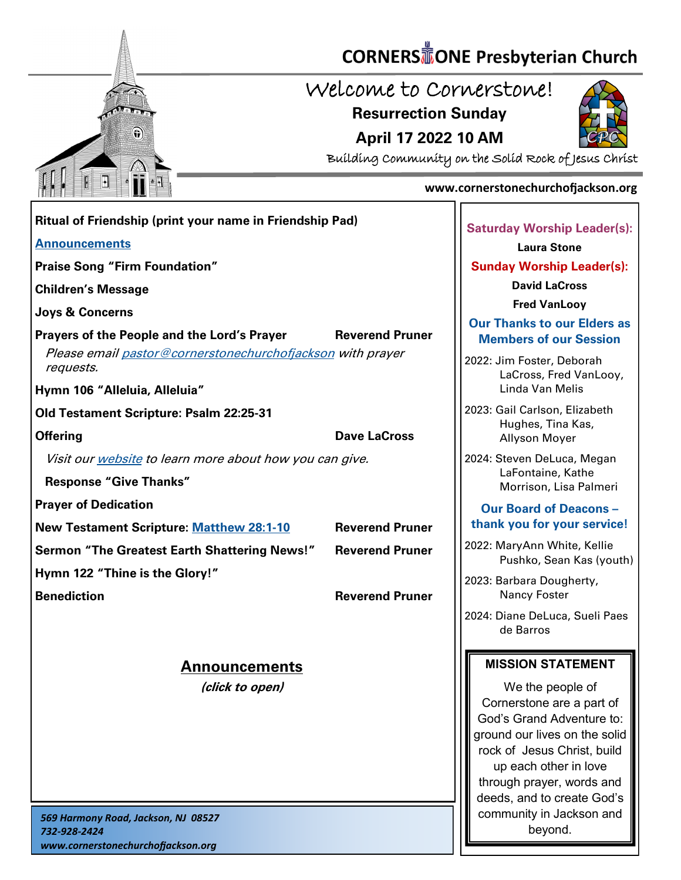# CORNERSTONE Presbyterian Church

## Welcome to Cornerstone!

**Resurrection Sunday**

**April 17 2022 10 AM**

Building Community on the Solid Rock of Jesus Christ

www.cornerstonechurchofjackson.org

**Ritual of Friendship (print your name in Friendship Pad)**

**Announcements**

**Praise Song "Firm Foundation"**

**Children's Message**

**Joys & Concerns**

**Prayers of the People and the Lord's Prayer** — **Reverend Pruner**

*Please email pastor@cornerstonechurchofjackson with prayer requests.*

**Hymn 106 "Alleluia, Alleluia"**

**Old Testament Scripture: Psalm 22:25-31**

**Offering** — **Dave LaCross**

*Visit our website to learn more about how you can give.*

**Response "Give Thanks"**

**Prayer of Dedication**

**New Testament Scripture: Matthew 28:1-10** — **Reverend Pruner**

**Sermon "The Greatest Earth Shattering News!"** — **Reverend Pruner**

**Hymn 122 "Thine is the Glory!"**

**Benediction** — **Reverend Pruner**

## Announcements

***(click to open)***

***569 Harmony Road, Jackson, NJ 08527***
***732-928-2424***
***www.cornerstonechurchofjackson.org***

**Saturday Worship Leader(s):**

**Laura Stone**

**Sunday Worship Leader(s):**

**David LaCross**

**Fred VanLooy**

**Our Thanks to our Elders as Members of our Session**

2022: Jim Foster, Deborah LaCross, Fred VanLooy, Linda Van Melis

2023: Gail Carlson, Elizabeth Hughes, Tina Kas, Allyson Moyer

2024: Steven DeLuca, Megan LaFontaine, Kathe Morrison, Lisa Palmeri

**Our Board of Deacons – thank you for your service!**

2022: MaryAnn White, Kellie Pushko, Sean Kas (youth)

2023: Barbara Dougherty, Nancy Foster

2024: Diane DeLuca, Sueli Paes de Barros

**MISSION STATEMENT**

We the people of Cornerstone are a part of God's Grand Adventure to: ground our lives on the solid rock of Jesus Christ, build up each other in love through prayer, words and deeds, and to create God's community in Jackson and beyond.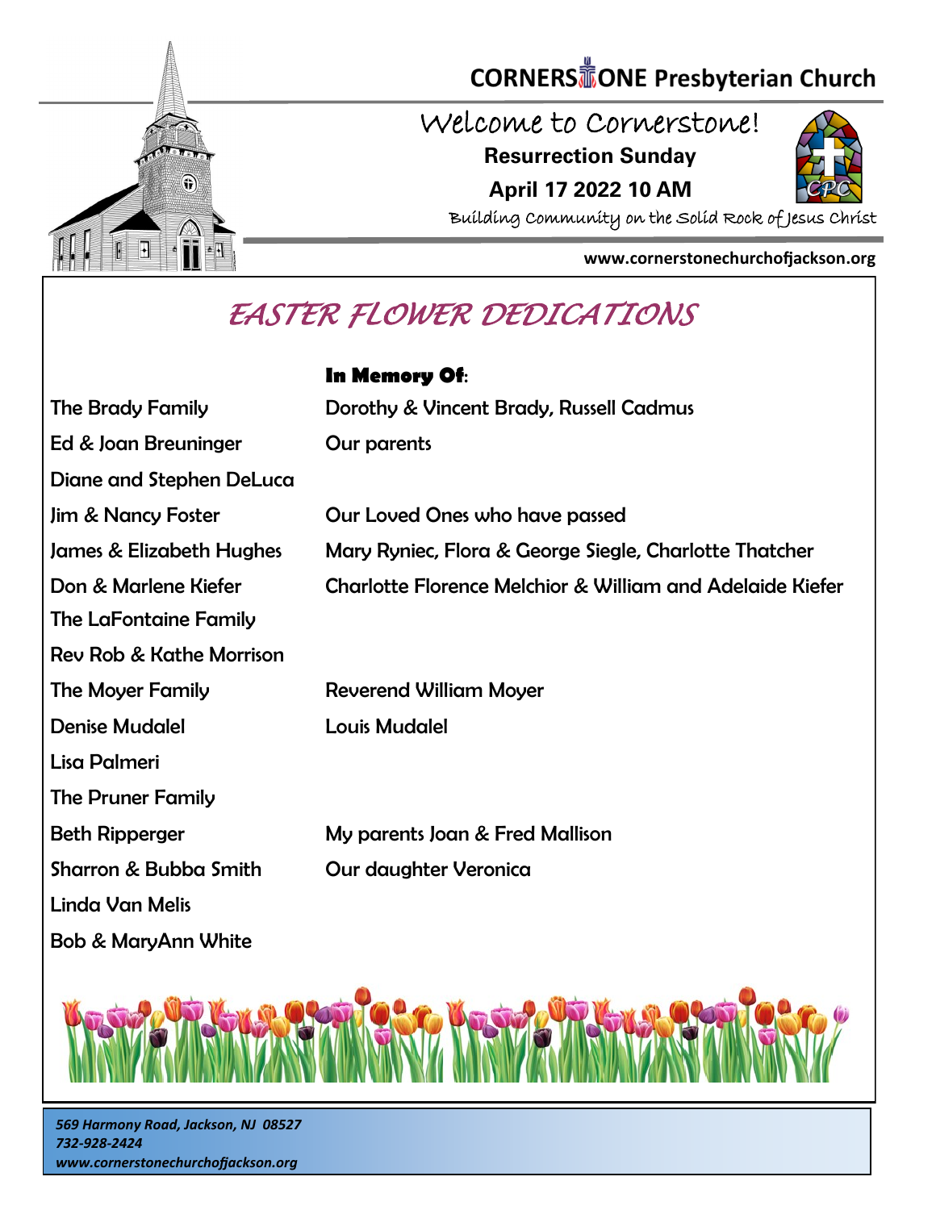**CORNERSTONE Presbyterian Church**

Welcome to Cornerstone!

**Resurrection Sunday**

**April 17 2022 10 AM**

Building Community on the Solid Rock of Jesus Christ

www.cornerstonechurchofjackson.org

# *EASTER FLOWER DEDICATIONS*

| | **In Memory Of**: |
|---|---|
| The Brady Family | Dorothy & Vincent Brady, Russell Cadmus |
| Ed & Joan Breuninger | Our parents |
| Diane and Stephen DeLuca | |
| Jim & Nancy Foster | Our Loved Ones who have passed |
| James & Elizabeth Hughes | Mary Ryniec, Flora & George Siegle, Charlotte Thatcher |
| Don & Marlene Kiefer | Charlotte Florence Melchior & William and Adelaide Kiefer |
| The LaFontaine Family | |
| Rev Rob & Kathe Morrison | |
| The Moyer Family | Reverend William Moyer |
| Denise Mudalel | Louis Mudalel |
| Lisa Palmeri | |
| The Pruner Family | |
| Beth Ripperger | My parents Joan & Fred Mallison |
| Sharron & Bubba Smith | Our daughter Veronica |
| Linda Van Melis | |
| Bob & MaryAnn White | |

*569 Harmony Road, Jackson, NJ 08527*
*732-928-2424*
*www.cornerstonechurchofjackson.org*